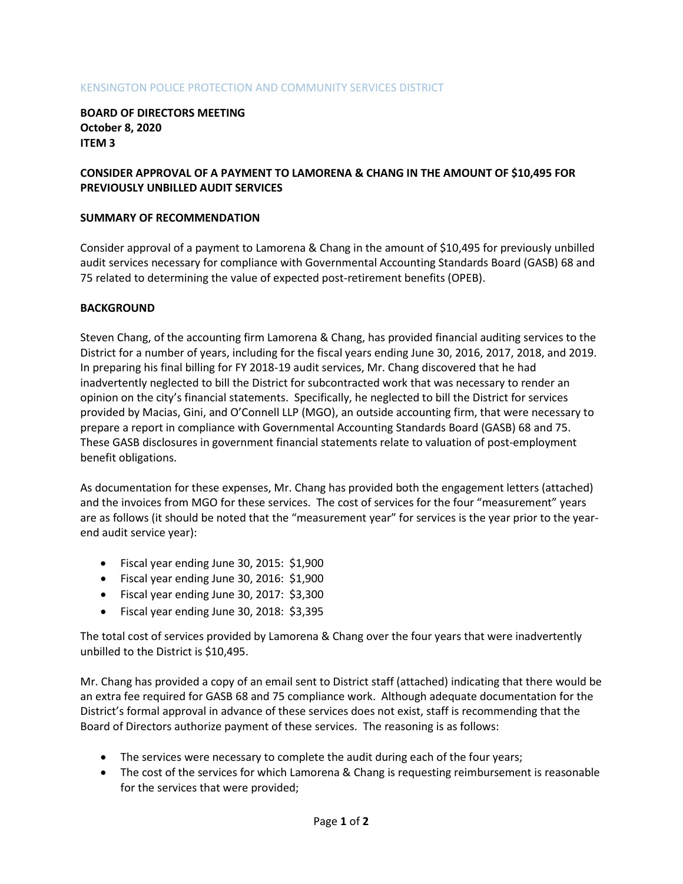KENSINGTON POLICE PROTECTION AND COMMUNITY SERVICES DISTRICT

**BOARD OF DIRECTORS MEETING**
**October 8, 2020**
**ITEM 3**

**CONSIDER APPROVAL OF A PAYMENT TO LAMORENA & CHANG IN THE AMOUNT OF $10,495 FOR PREVIOUSLY UNBILLED AUDIT SERVICES**

**SUMMARY OF RECOMMENDATION**

Consider approval of a payment to Lamorena & Chang in the amount of $10,495 for previously unbilled audit services necessary for compliance with Governmental Accounting Standards Board (GASB) 68 and 75 related to determining the value of expected post-retirement benefits (OPEB).

**BACKGROUND**

Steven Chang, of the accounting firm Lamorena & Chang, has provided financial auditing services to the District for a number of years, including for the fiscal years ending June 30, 2016, 2017, 2018, and 2019. In preparing his final billing for FY 2018-19 audit services, Mr. Chang discovered that he had inadvertently neglected to bill the District for subcontracted work that was necessary to render an opinion on the city's financial statements. Specifically, he neglected to bill the District for services provided by Macias, Gini, and O'Connell LLP (MGO), an outside accounting firm, that were necessary to prepare a report in compliance with Governmental Accounting Standards Board (GASB) 68 and 75. These GASB disclosures in government financial statements relate to valuation of post-employment benefit obligations.

As documentation for these expenses, Mr. Chang has provided both the engagement letters (attached) and the invoices from MGO for these services. The cost of services for the four "measurement" years are as follows (it should be noted that the "measurement year" for services is the year prior to the year-end audit service year):

- Fiscal year ending June 30, 2015: $1,900
- Fiscal year ending June 30, 2016: $1,900
- Fiscal year ending June 30, 2017: $3,300
- Fiscal year ending June 30, 2018: $3,395

The total cost of services provided by Lamorena & Chang over the four years that were inadvertently unbilled to the District is $10,495.

Mr. Chang has provided a copy of an email sent to District staff (attached) indicating that there would be an extra fee required for GASB 68 and 75 compliance work. Although adequate documentation for the District's formal approval in advance of these services does not exist, staff is recommending that the Board of Directors authorize payment of these services. The reasoning is as follows:

- The services were necessary to complete the audit during each of the four years;
- The cost of the services for which Lamorena & Chang is requesting reimbursement is reasonable for the services that were provided;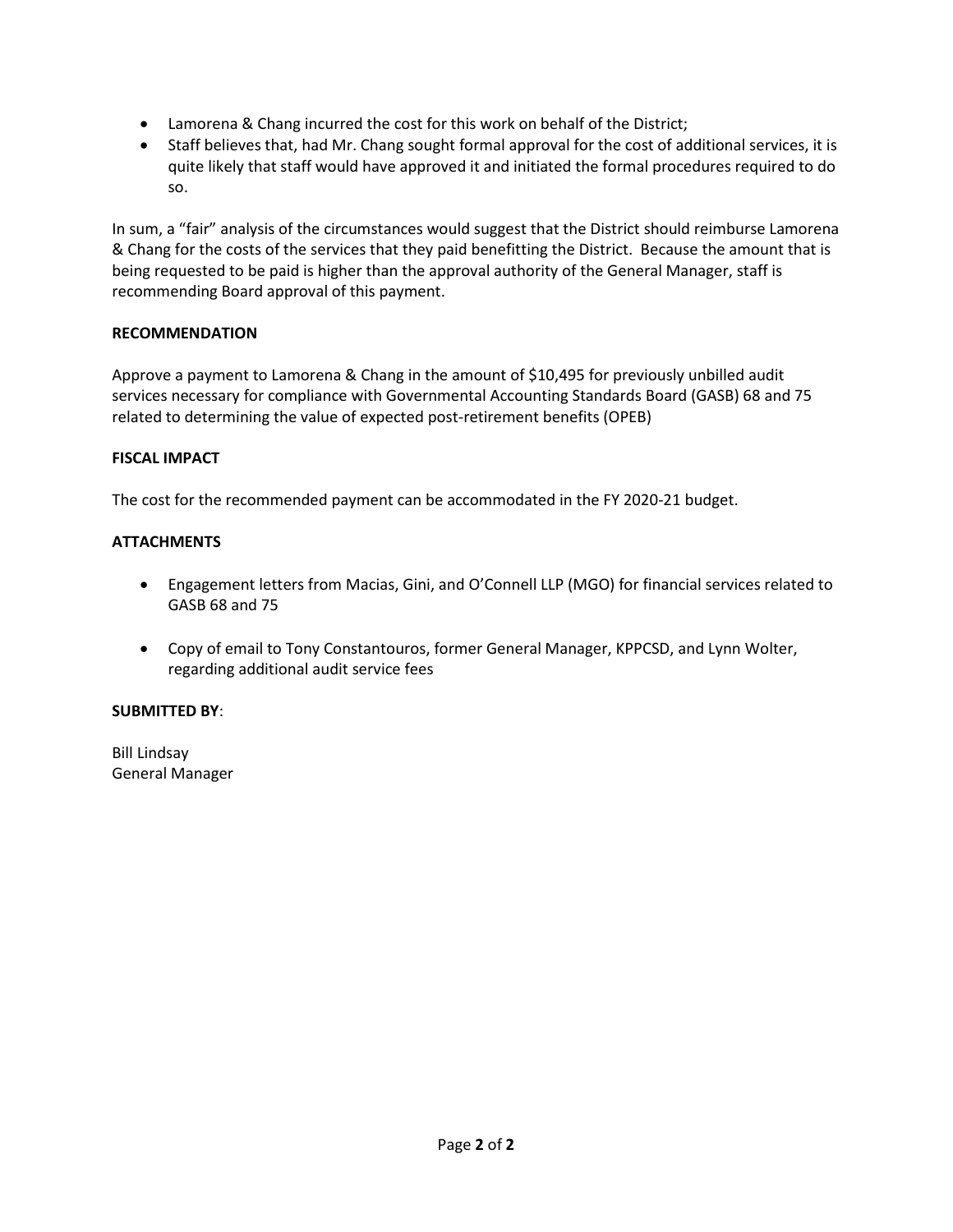- Lamorena & Chang incurred the cost for this work on behalf of the District;
- Staff believes that, had Mr. Chang sought formal approval for the cost of additional services, it is quite likely that staff would have approved it and initiated the formal procedures required to do so.

In sum, a "fair" analysis of the circumstances would suggest that the District should reimburse Lamorena & Chang for the costs of the services that they paid benefitting the District. Because the amount that is being requested to be paid is higher than the approval authority of the General Manager, staff is recommending Board approval of this payment.

**RECOMMENDATION**

Approve a payment to Lamorena & Chang in the amount of $10,495 for previously unbilled audit services necessary for compliance with Governmental Accounting Standards Board (GASB) 68 and 75 related to determining the value of expected post-retirement benefits (OPEB)

**FISCAL IMPACT**

The cost for the recommended payment can be accommodated in the FY 2020-21 budget.

**ATTACHMENTS**

- Engagement letters from Macias, Gini, and O'Connell LLP (MGO) for financial services related to GASB 68 and 75
- Copy of email to Tony Constantouros, former General Manager, KPPCSD, and Lynn Wolter, regarding additional audit service fees

**SUBMITTED BY**:

Bill Lindsay
General Manager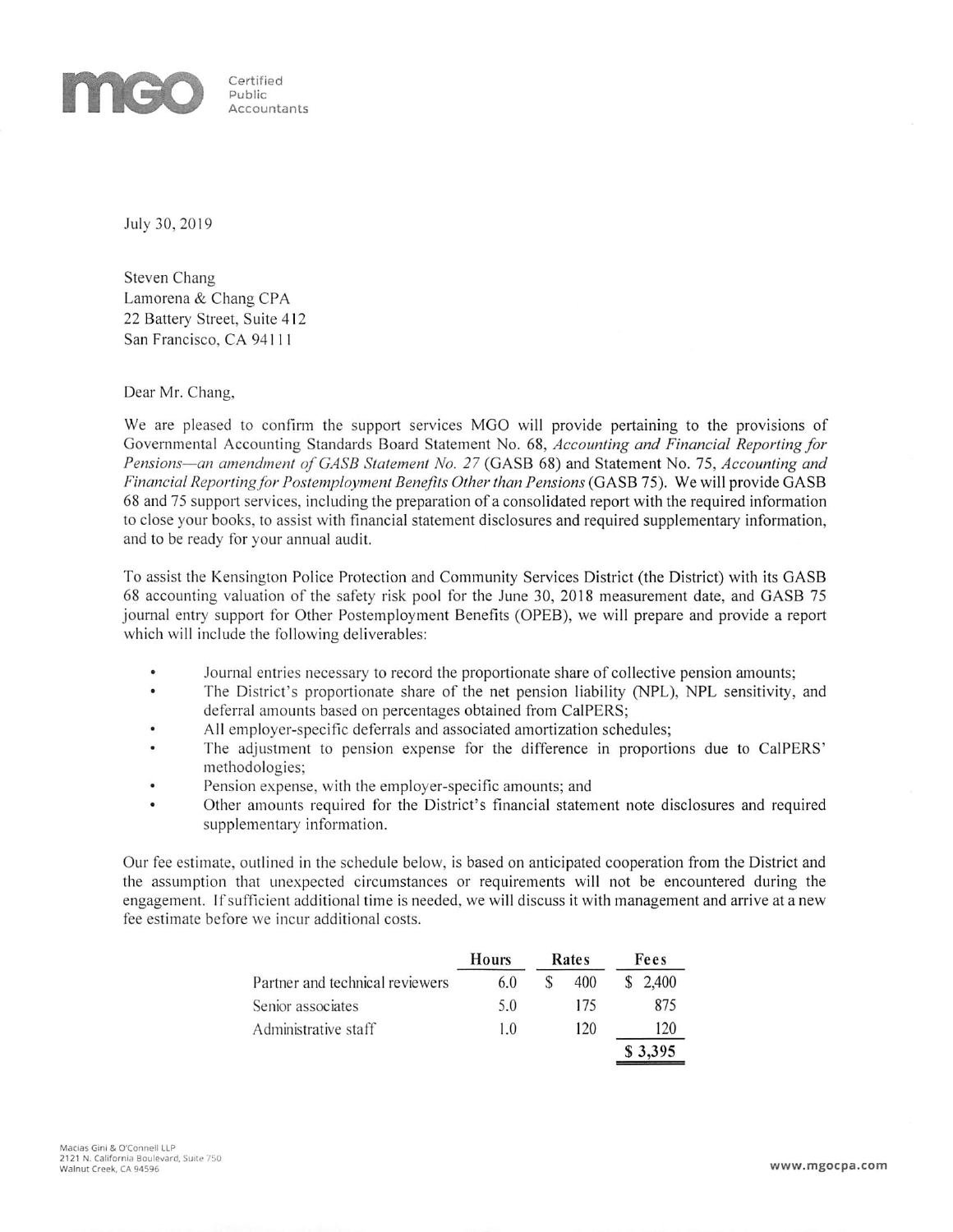MGO Certified Public Accountants

July 30, 2019

Steven Chang
Lamorena & Chang CPA
22 Battery Street, Suite 412
San Francisco, CA 94111

Dear Mr. Chang,

We are pleased to confirm the support services MGO will provide pertaining to the provisions of Governmental Accounting Standards Board Statement No. 68, *Accounting and Financial Reporting for Pensions—an amendment of GASB Statement No. 27* (GASB 68) and Statement No. 75, *Accounting and Financial Reporting for Postemployment Benefits Other than Pensions* (GASB 75). We will provide GASB 68 and 75 support services, including the preparation of a consolidated report with the required information to close your books, to assist with financial statement disclosures and required supplementary information, and to be ready for your annual audit.

To assist the Kensington Police Protection and Community Services District (the District) with its GASB 68 accounting valuation of the safety risk pool for the June 30, 2018 measurement date, and GASB 75 journal entry support for Other Postemployment Benefits (OPEB), we will prepare and provide a report which will include the following deliverables:

- Journal entries necessary to record the proportionate share of collective pension amounts;
- The District's proportionate share of the net pension liability (NPL), NPL sensitivity, and deferral amounts based on percentages obtained from CalPERS;
- All employer-specific deferrals and associated amortization schedules;
- The adjustment to pension expense for the difference in proportions due to CalPERS' methodologies;
- Pension expense, with the employer-specific amounts; and
- Other amounts required for the District's financial statement note disclosures and required supplementary information.

Our fee estimate, outlined in the schedule below, is based on anticipated cooperation from the District and the assumption that unexpected circumstances or requirements will not be encountered during the engagement. If sufficient additional time is needed, we will discuss it with management and arrive at a new fee estimate before we incur additional costs.

| | Hours | Rates | Fees |
|---|---|---|---|
| Partner and technical reviewers | 6.0 | $ 400 | $ 2,400 |
| Senior associates | 5.0 | 175 | 875 |
| Administrative staff | 1.0 | 120 | 120 |
| | | | $ 3,395 |

Macias Gini & O'Connell LLP
2121 N. California Boulevard, Suite 750
Walnut Creek, CA 94596

www.mgocpa.com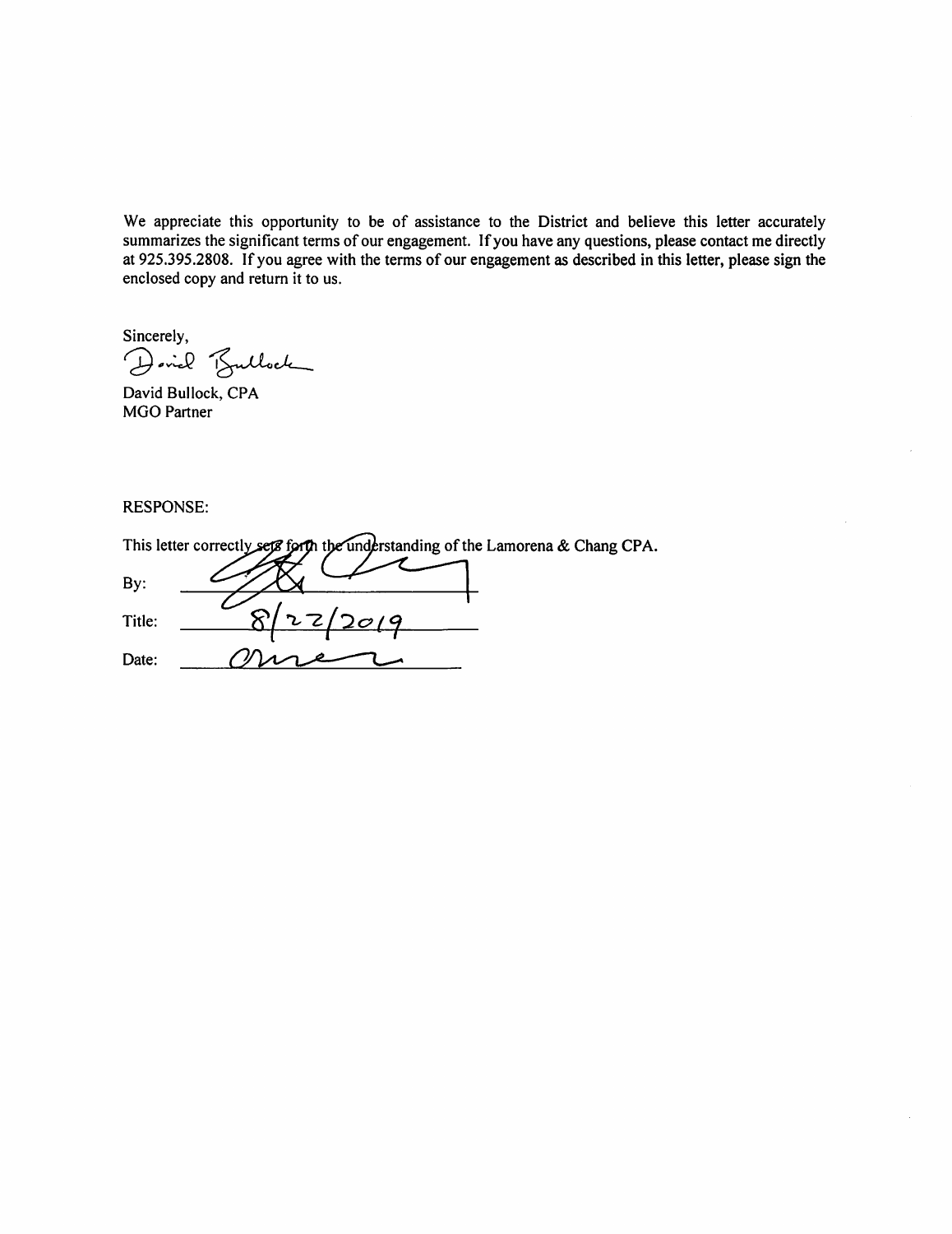We appreciate this opportunity to be of assistance to the District and believe this letter accurately summarizes the significant terms of our engagement. If you have any questions, please contact me directly at 925.395.2808. If you agree with the terms of our engagement as described in this letter, please sign the enclosed copy and return it to us.

Sincerely,

David Bullock

David Bullock, CPA
MGO Partner

RESPONSE:

This letter correctly sets forth the understanding of the Lamorena & Chang CPA.

By: ____________________

Title: 8/22/2019

Date: Owner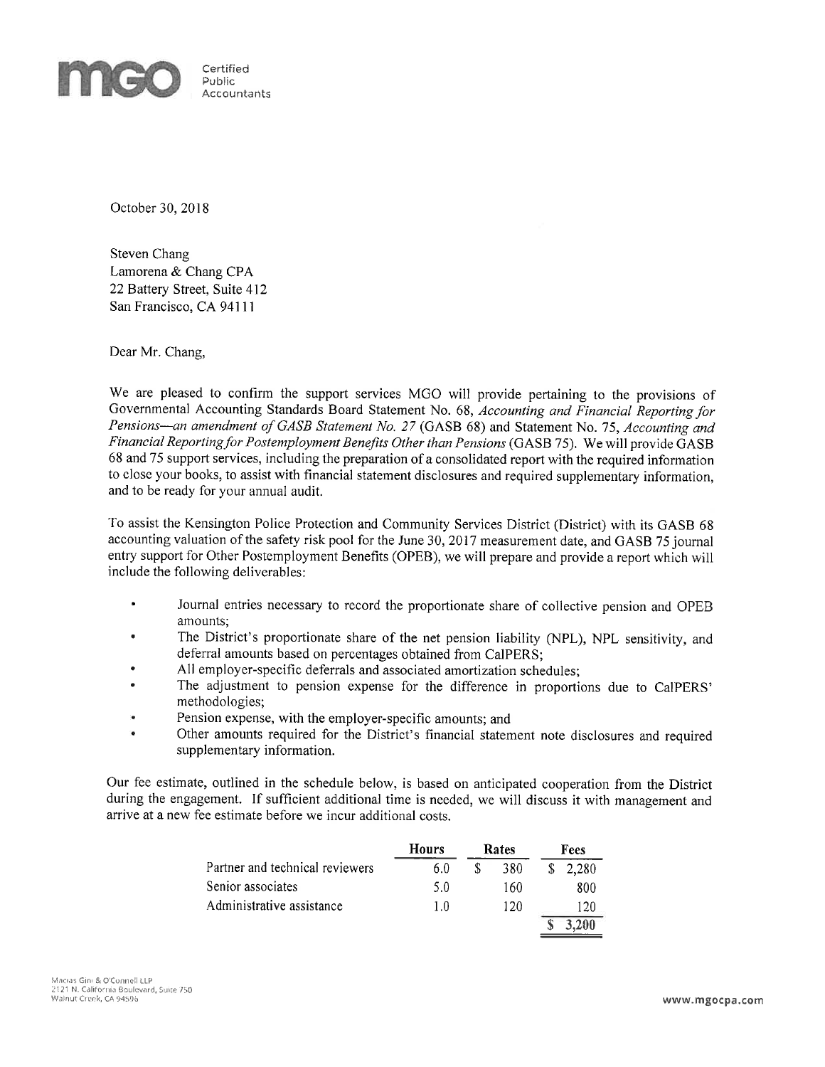MGO Certified Public Accountants

October 30, 2018

Steven Chang
Lamorena & Chang CPA
22 Battery Street, Suite 412
San Francisco, CA 94111

Dear Mr. Chang,

We are pleased to confirm the support services MGO will provide pertaining to the provisions of Governmental Accounting Standards Board Statement No. 68, *Accounting and Financial Reporting for Pensions—an amendment of GASB Statement No. 27* (GASB 68) and Statement No. 75, *Accounting and Financial Reporting for Postemployment Benefits Other than Pensions* (GASB 75). We will provide GASB 68 and 75 support services, including the preparation of a consolidated report with the required information to close your books, to assist with financial statement disclosures and required supplementary information, and to be ready for your annual audit.

To assist the Kensington Police Protection and Community Services District (District) with its GASB 68 accounting valuation of the safety risk pool for the June 30, 2017 measurement date, and GASB 75 journal entry support for Other Postemployment Benefits (OPEB), we will prepare and provide a report which will include the following deliverables:

- Journal entries necessary to record the proportionate share of collective pension and OPEB amounts;
- The District's proportionate share of the net pension liability (NPL), NPL sensitivity, and deferral amounts based on percentages obtained from CalPERS;
- All employer-specific deferrals and associated amortization schedules;
- The adjustment to pension expense for the difference in proportions due to CalPERS' methodologies;
- Pension expense, with the employer-specific amounts; and
- Other amounts required for the District's financial statement note disclosures and required supplementary information.

Our fee estimate, outlined in the schedule below, is based on anticipated cooperation from the District during the engagement. If sufficient additional time is needed, we will discuss it with management and arrive at a new fee estimate before we incur additional costs.

| | Hours | Rates | Fees |
|---|---|---|---|
| Partner and technical reviewers | 6.0 | $ 380 | $ 2,280 |
| Senior associates | 5.0 | 160 | 800 |
| Administrative assistance | 1.0 | 120 | 120 |
| | | | **$ 3,200** |

Macias Gini & O'Connell LLP
2121 N. California Boulevard, Suite 750
Walnut Creek, CA 94596

www.mgocpa.com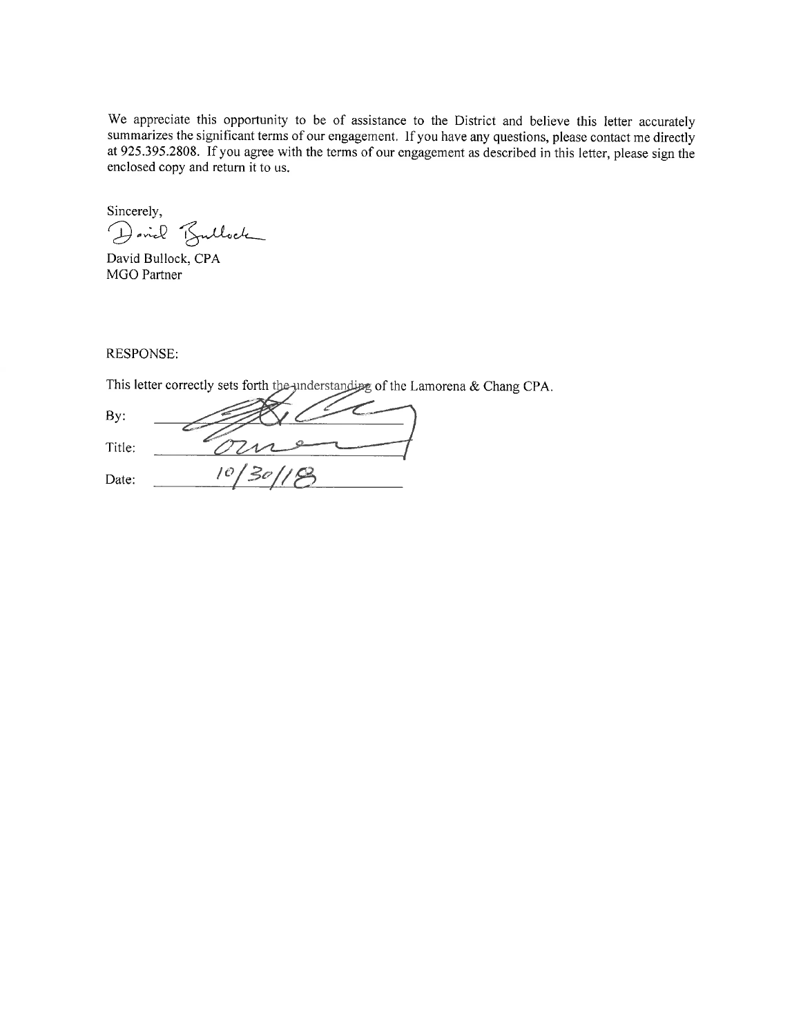We appreciate this opportunity to be of assistance to the District and believe this letter accurately summarizes the significant terms of our engagement. If you have any questions, please contact me directly at 925.395.2808. If you agree with the terms of our engagement as described in this letter, please sign the enclosed copy and return it to us.

Sincerely,

David Bullock

David Bullock, CPA
MGO Partner

RESPONSE:

This letter correctly sets forth the understanding of the Lamorena & Chang CPA.

By: ______________________

Title: Owner

Date: 10/30/18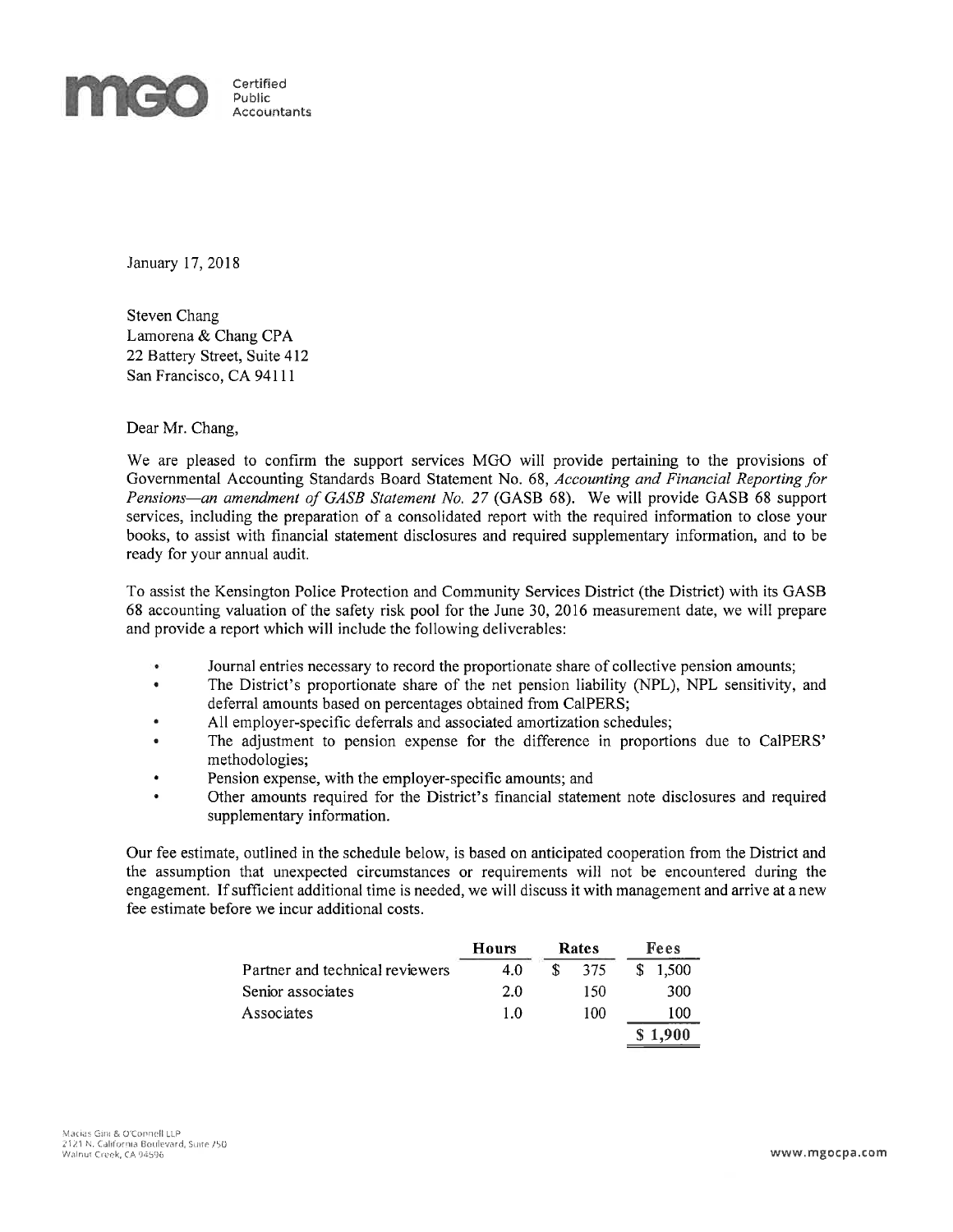mgo Certified Public Accountants

January 17, 2018

Steven Chang
Lamorena & Chang CPA
22 Battery Street, Suite 412
San Francisco, CA 94111

Dear Mr. Chang,

We are pleased to confirm the support services MGO will provide pertaining to the provisions of Governmental Accounting Standards Board Statement No. 68, *Accounting and Financial Reporting for Pensions—an amendment of GASB Statement No. 27* (GASB 68). We will provide GASB 68 support services, including the preparation of a consolidated report with the required information to close your books, to assist with financial statement disclosures and required supplementary information, and to be ready for your annual audit.

To assist the Kensington Police Protection and Community Services District (the District) with its GASB 68 accounting valuation of the safety risk pool for the June 30, 2016 measurement date, we will prepare and provide a report which will include the following deliverables:

- Journal entries necessary to record the proportionate share of collective pension amounts;
- The District's proportionate share of the net pension liability (NPL), NPL sensitivity, and deferral amounts based on percentages obtained from CalPERS;
- All employer-specific deferrals and associated amortization schedules;
- The adjustment to pension expense for the difference in proportions due to CalPERS' methodologies;
- Pension expense, with the employer-specific amounts; and
- Other amounts required for the District's financial statement note disclosures and required supplementary information.

Our fee estimate, outlined in the schedule below, is based on anticipated cooperation from the District and the assumption that unexpected circumstances or requirements will not be encountered during the engagement. If sufficient additional time is needed, we will discuss it with management and arrive at a new fee estimate before we incur additional costs.

| | Hours | Rates | Fees |
|---|---|---|---|
| Partner and technical reviewers | 4.0 | $ 375 | $ 1,500 |
| Senior associates | 2.0 | 150 | 300 |
| Associates | 1.0 | 100 | 100 |
| | | | $ 1,900 |

Macias Gini & O'Connell LLP
2121 N. California Boulevard, Suite 750
Walnut Creek, CA 94596

www.mgocpa.com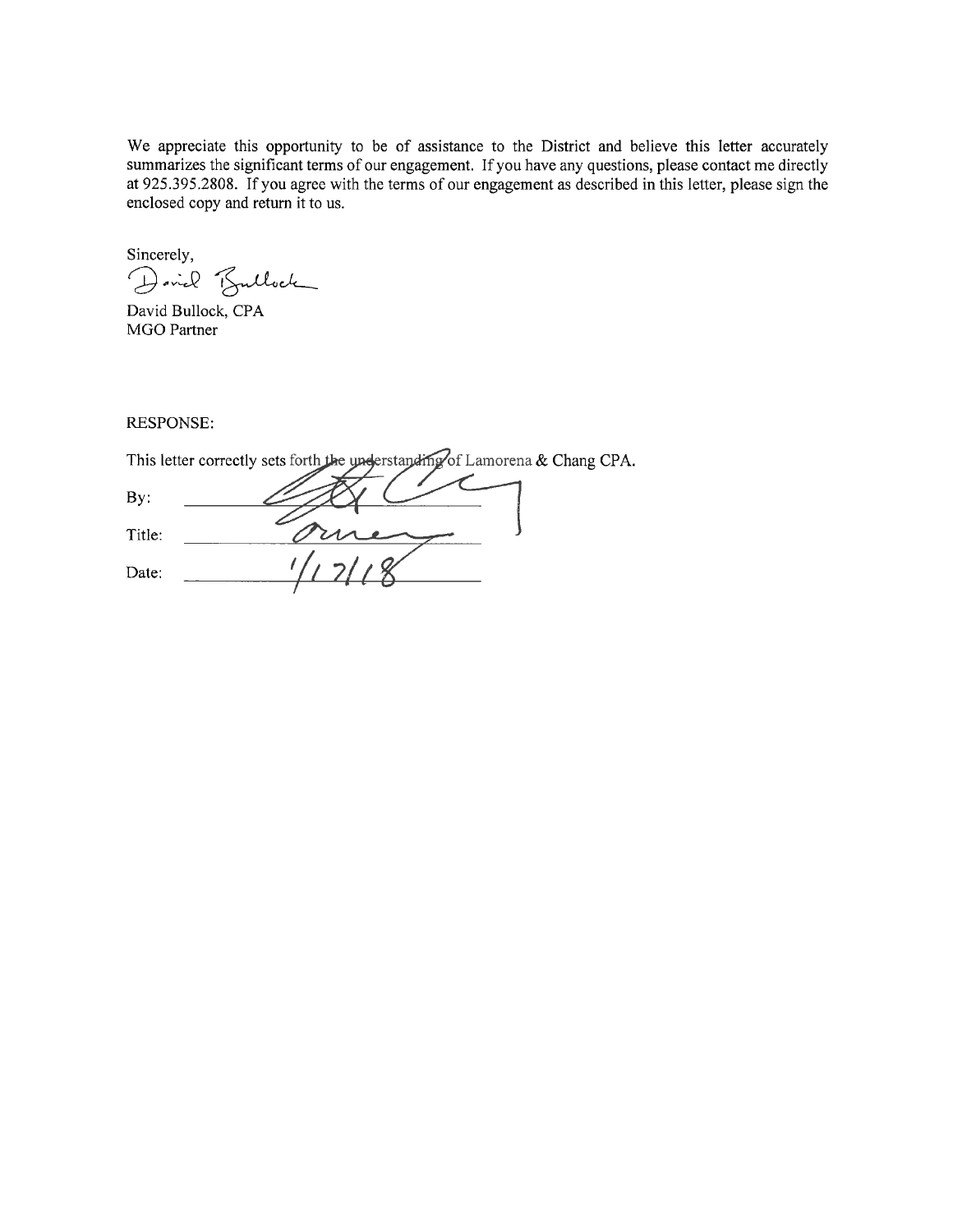We appreciate this opportunity to be of assistance to the District and believe this letter accurately summarizes the significant terms of our engagement. If you have any questions, please contact me directly at 925.395.2808. If you agree with the terms of our engagement as described in this letter, please sign the enclosed copy and return it to us.

Sincerely,

David Bullock

David Bullock, CPA
MGO Partner

RESPONSE:

This letter correctly sets forth the understanding of Lamorena & Chang CPA.

By: ______________________

Title: Owner

Date: 1/17/18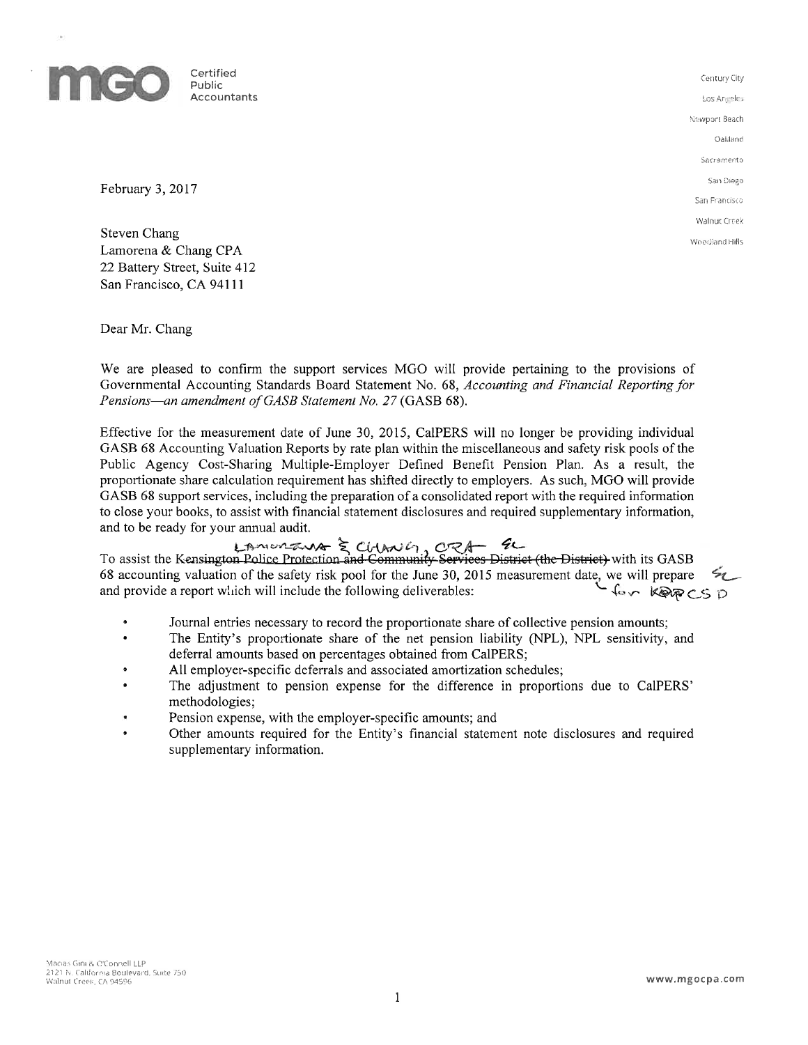**MGO** Certified Public Accountants

Century City
Los Angeles
Newport Beach
Oakland
Sacramento
San Diego
San Francisco
Walnut Creek
Woodland Hills

February 3, 2017

Steven Chang
Lamorena & Chang CPA
22 Battery Street, Suite 412
San Francisco, CA 94111

Dear Mr. Chang

We are pleased to confirm the support services MGO will provide pertaining to the provisions of Governmental Accounting Standards Board Statement No. 68, *Accounting and Financial Reporting for Pensions—an amendment of GASB Statement No. 27* (GASB 68).

Effective for the measurement date of June 30, 2015, CalPERS will no longer be providing individual GASB 68 Accounting Valuation Reports by rate plan within the miscellaneous and safety risk pools of the Public Agency Cost-Sharing Multiple-Employer Defined Benefit Pension Plan. As a result, the proportionate share calculation requirement has shifted directly to employers. As such, MGO will provide GASB 68 support services, including the preparation of a consolidated report with the required information to close your books, to assist with financial statement disclosures and required supplementary information, and to be ready for your annual audit.

To assist the ~~Kensington Police Protection and Community Services District (the District)~~ Lamorena & Chang, CPA SL with its GASB 68 accounting valuation of the safety risk pool for the June 30, 2015 measurement date, for KPPCSD SL we will prepare and provide a report which will include the following deliverables:

- Journal entries necessary to record the proportionate share of collective pension amounts;
- The Entity's proportionate share of the net pension liability (NPL), NPL sensitivity, and deferral amounts based on percentages obtained from CalPERS;
- All employer-specific deferrals and associated amortization schedules;
- The adjustment to pension expense for the difference in proportions due to CalPERS' methodologies;
- Pension expense, with the employer-specific amounts; and
- Other amounts required for the Entity's financial statement note disclosures and required supplementary information.

Macias Gini & O'Connell LLP
2121 N. California Boulevard, Suite 750
Walnut Creek, CA 94596

www.mgocpa.com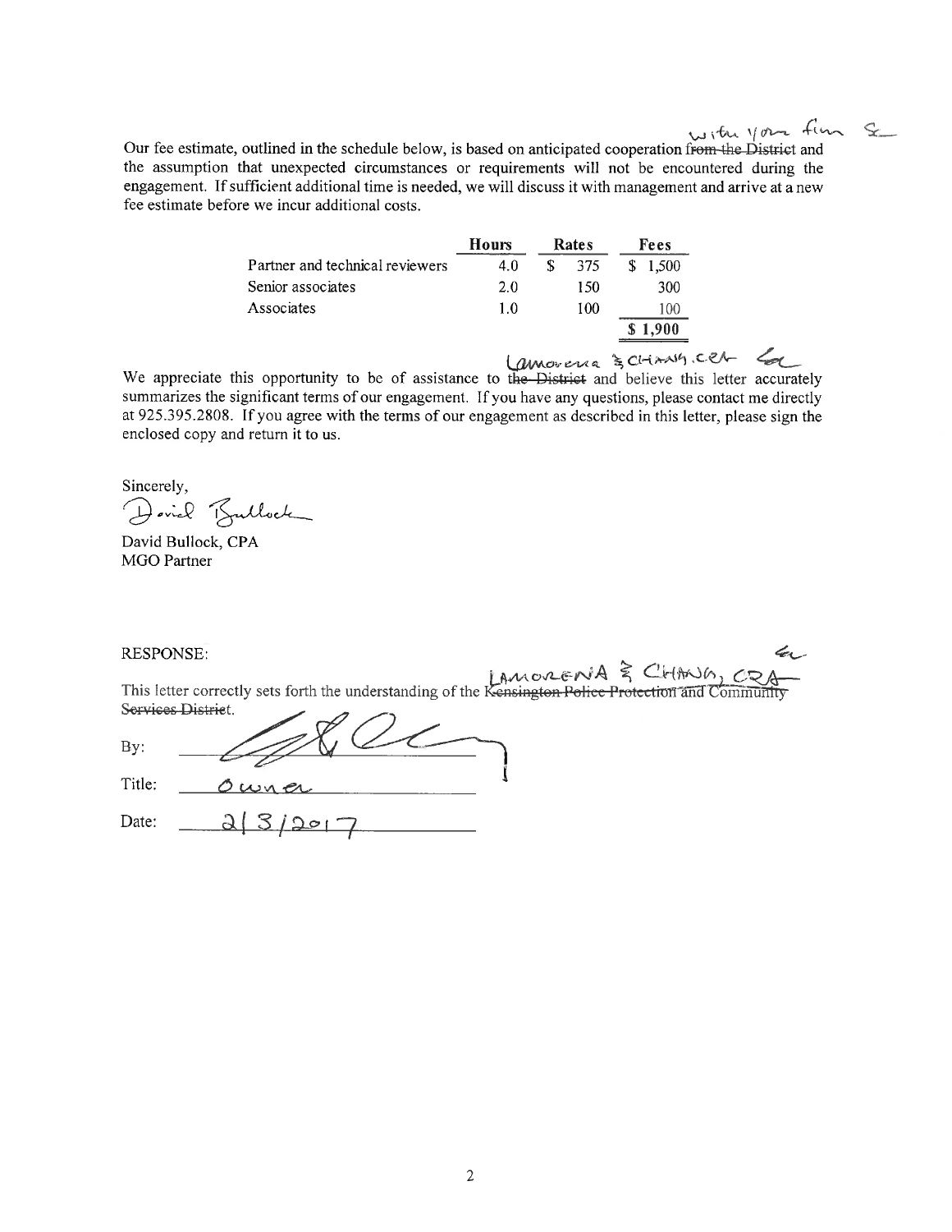Our fee estimate, outlined in the schedule below, is based on anticipated cooperation ~~from the District~~ with your firm and the assumption that unexpected circumstances or requirements will not be encountered during the engagement. If sufficient additional time is needed, we will discuss it with management and arrive at a new fee estimate before we incur additional costs.

| | Hours | Rates | Fees |
|---|---|---|---|
| Partner and technical reviewers | 4.0 | $ 375 | $ 1,500 |
| Senior associates | 2.0 | 150 | 300 |
| Associates | 1.0 | 100 | 100 |
| | | | $ 1,900 |

We appreciate this opportunity to be of assistance to ~~the District~~ Lamorena & Chang, CPA and believe this letter accurately summarizes the significant terms of our engagement. If you have any questions, please contact me directly at 925.395.2808. If you agree with the terms of our engagement as described in this letter, please sign the enclosed copy and return it to us.

Sincerely,

David Bullock

David Bullock, CPA
MGO Partner

RESPONSE:

This letter correctly sets forth the understanding of the ~~Kensington Police Protection and Community Services District~~ LAMORENA & CHANG, CPA.

By: ______________________

Title: Owner

Date: 2/3/2017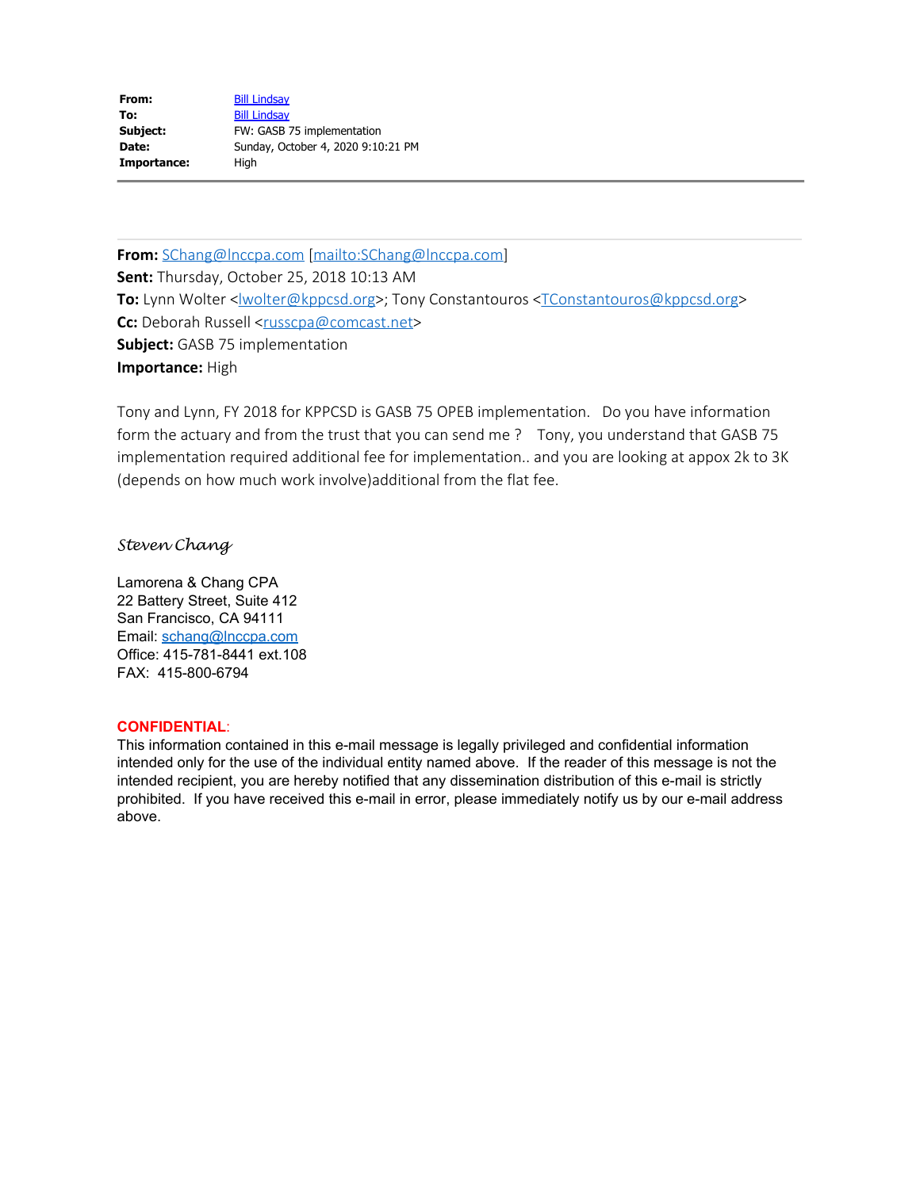| | |
|---|---|
| **From:** | Bill Lindsay |
| **To:** | Bill Lindsay |
| **Subject:** | FW: GASB 75 implementation |
| **Date:** | Sunday, October 4, 2020 9:10:21 PM |
| **Importance:** | High |

**From:** SChang@lnccpa.com [mailto:SChang@lnccpa.com]
**Sent:** Thursday, October 25, 2018 10:13 AM
**To:** Lynn Wolter <lwolter@kppcsd.org>; Tony Constantouros <TConstantouros@kppcsd.org>
**Cc:** Deborah Russell <russcpa@comcast.net>
**Subject:** GASB 75 implementation
**Importance:** High

Tony and Lynn, FY 2018 for KPPCSD is GASB 75 OPEB implementation. Do you have information form the actuary and from the trust that you can send me ? Tony, you understand that GASB 75 implementation required additional fee for implementation.. and you are looking at appox 2k to 3K (depends on how much work involve)additional from the flat fee.

*Steven Chang*

Lamorena & Chang CPA
22 Battery Street, Suite 412
San Francisco, CA 94111
Email: schang@lnccpa.com
Office: 415-781-8441 ext.108
FAX: 415-800-6794

**CONFIDENTIAL**:
This information contained in this e-mail message is legally privileged and confidential information intended only for the use of the individual entity named above. If the reader of this message is not the intended recipient, you are hereby notified that any dissemination distribution of this e-mail is strictly prohibited. If you have received this e-mail in error, please immediately notify us by our e-mail address above.